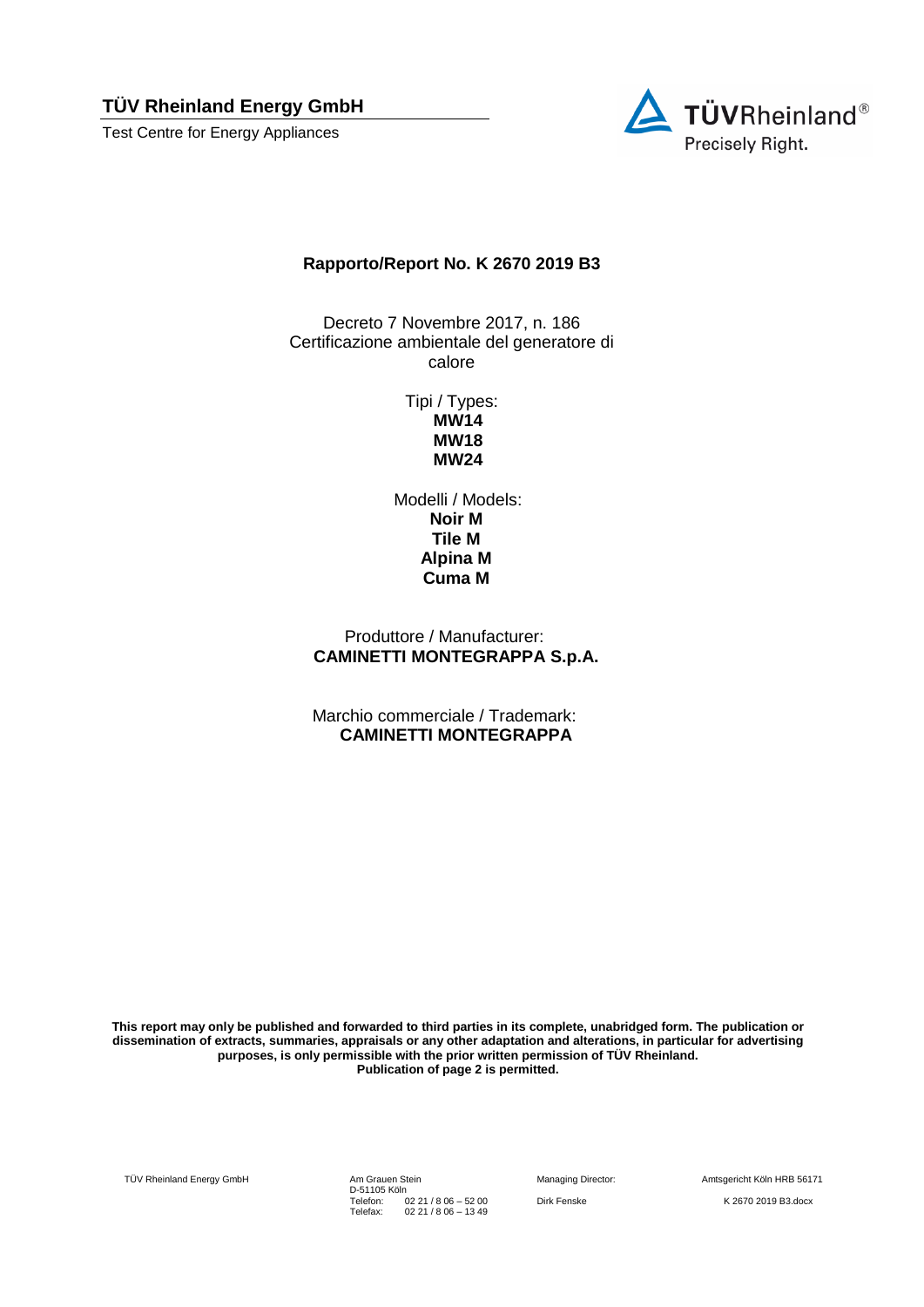**TÜV Rheinland Energy GmbH**

Test Centre for Energy Appliances

TÜVRheinland®
Precisely Right.

# Rapporto/Report No. K 2670 2019 B3

Decreto 7 Novembre 2017, n. 186
Certificazione ambientale del generatore di calore

Tipi / Types:
**MW14**
**MW18**
**MW24**

Modelli / Models:
**Noir M**
**Tile M**
**Alpina M**
**Cuma M**

Produttore / Manufacturer:
**CAMINETTI MONTEGRAPPA S.p.A.**

Marchio commerciale / Trademark:
**CAMINETTI MONTEGRAPPA**

**This report may only be published and forwarded to third parties in its complete, unabridged form. The publication or dissemination of extracts, summaries, appraisals or any other adaptation and alterations, in particular for advertising purposes, is only permissible with the prior written permission of TÜV Rheinland.
Publication of page 2 is permitted.**

TÜV Rheinland Energy GmbH
Am Grauen Stein
D-51105 Köln
Telefon: 02 21 / 8 06 – 52 00
Telefax: 02 21 / 8 06 – 13 49

Managing Director:
Dirk Fenske

Amtsgericht Köln HRB 56171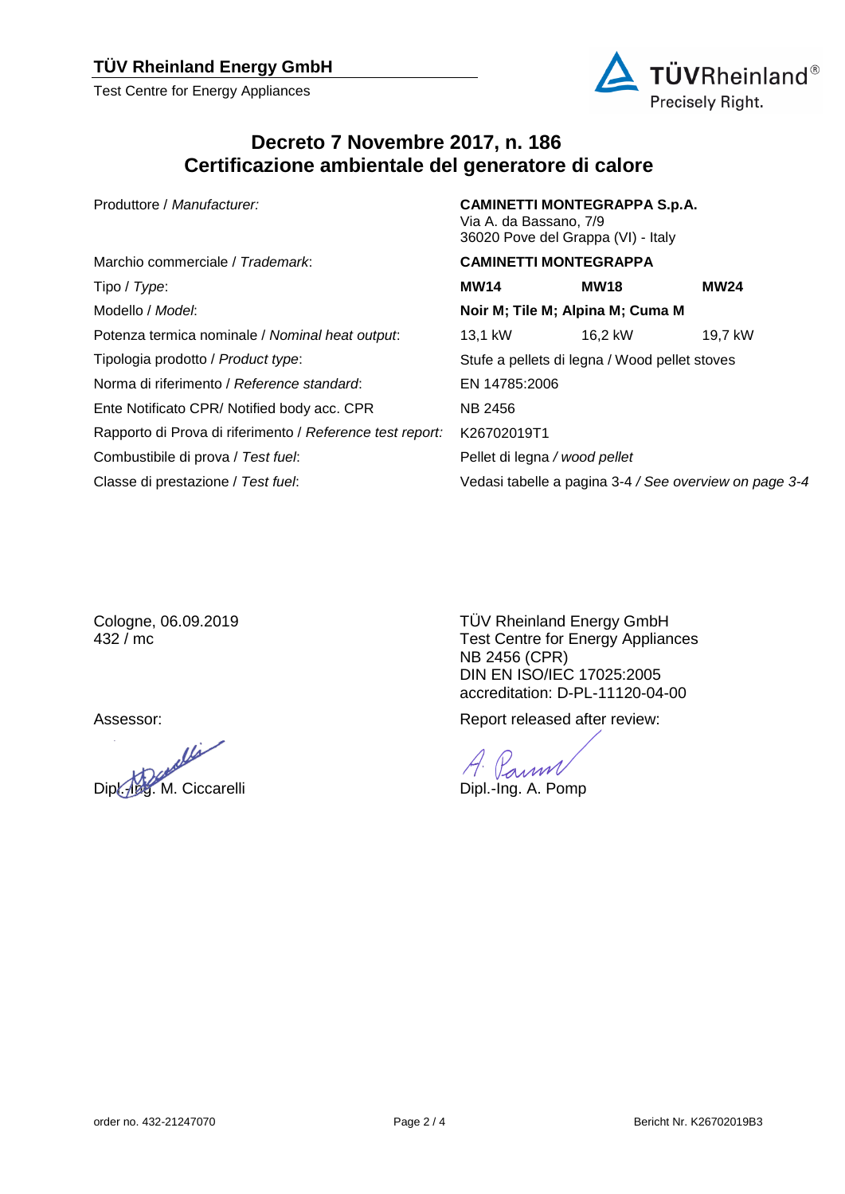**TÜV Rheinland Energy GmbH**

Test Centre for Energy Appliances

# Decreto 7 Novembre 2017, n. 186
# Certificazione ambientale del generatore di calore

| | | | |
|---|---|---|---|
| Produttore / *Manufacturer:* | **CAMINETTI MONTEGRAPPA S.p.A.**<br>Via A. da Bassano, 7/9<br>36020 Pove del Grappa (VI) - Italy | | |
| Marchio commerciale / *Trademark*: | **CAMINETTI MONTEGRAPPA** | | |
| Tipo / *Type*: | **MW14** | **MW18** | **MW24** |
| Modello / *Model*: | **Noir M; Tile M; Alpina M; Cuma M** | | |
| Potenza termica nominale / *Nominal heat output*: | 13,1 kW | 16,2 kW | 19,7 kW |
| Tipologia prodotto / *Product type*: | Stufe a pellets di legna / Wood pellet stoves | | |
| Norma di riferimento / *Reference standard*: | EN 14785:2006 | | |
| Ente Notificato CPR/ Notified body acc. CPR | NB 2456 | | |
| Rapporto di Prova di riferimento / *Reference test report:* | K26702019T1 | | |
| Combustibile di prova / *Test fuel*: | Pellet di legna */ wood pellet* | | |
| Classe di prestazione / *Test fuel*: | Vedasi tabelle a pagina 3-4 */ See overview on page 3-4* | | |

Cologne, 06.09.2019
432 / mc

TÜV Rheinland Energy GmbH
Test Centre for Energy Appliances
NB 2456 (CPR)
DIN EN ISO/IEC 17025:2005
accreditation: D-PL-11120-04-00

Assessor:

Dipl.-Ing. M. Ciccarelli

Report released after review:

Dipl.-Ing. A. Pomp

order no. 432-21247070

Bericht Nr. K26702019B3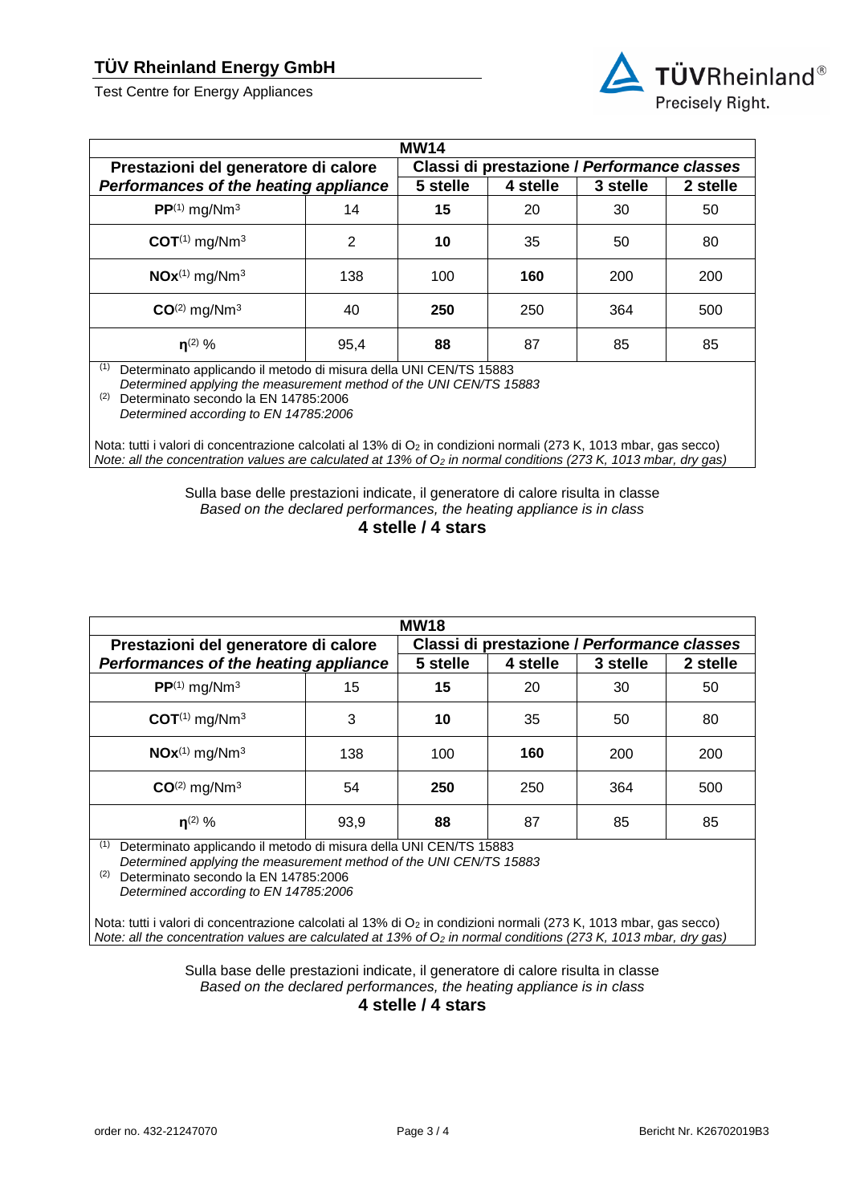| MW14 | | | | | |
|---|---|---|---|---|---|
| Prestazioni del generatore di calore | | Classi di prestazione / *Performance classes* | | | |
| ***Performances of the heating appliance*** | | **5 stelle** | **4 stelle** | **3 stelle** | **2 stelle** |
| **PP**[(1)] mg/Nm$^3$ | 14 | **15** | 20 | 30 | 50 |
| **COT**[(1)] mg/Nm$^3$ | 2 | **10** | 35 | 50 | 80 |
| **NOx**[(1)] mg/Nm$^3$ | 138 | 100 | **160** | 200 | 200 |
| **CO**[(2)] mg/Nm$^3$ | 40 | **250** | 250 | 364 | 500 |
| $\eta$[(2)] % | 95,4 | **88** | 87 | 85 | 85 |

[(1)] Determinato applicando il metodo di misura della UNI CEN/TS 15883
*Determined applying the measurement method of the UNI CEN/TS 15883*

[(2)] Determinato secondo la EN 14785:2006
*Determined according to EN 14785:2006*

Nota: tutti i valori di concentrazione calcolati al 13% di $O_2$ in condizioni normali (273 K, 1013 mbar, gas secco)
*Note: all the concentration values are calculated at 13% of $O_2$ in normal conditions (273 K, 1013 mbar, dry gas)*

Sulla base delle prestazioni indicate, il generatore di calore risulta in classe
*Based on the declared performances, the heating appliance is in class*

**4 stelle / 4 stars**

| MW18 | | | | | |
|---|---|---|---|---|---|
| Prestazioni del generatore di calore | | Classi di prestazione / *Performance classes* | | | |
| ***Performances of the heating appliance*** | | **5 stelle** | **4 stelle** | **3 stelle** | **2 stelle** |
| **PP**[(1)] mg/Nm$^3$ | 15 | **15** | 20 | 30 | 50 |
| **COT**[(1)] mg/Nm$^3$ | 3 | **10** | 35 | 50 | 80 |
| **NOx**[(1)] mg/Nm$^3$ | 138 | 100 | **160** | 200 | 200 |
| **CO**[(2)] mg/Nm$^3$ | 54 | **250** | 250 | 364 | 500 |
| $\eta$[(2)] % | 93,9 | **88** | 87 | 85 | 85 |

[(1)] Determinato applicando il metodo di misura della UNI CEN/TS 15883
*Determined applying the measurement method of the UNI CEN/TS 15883*

[(2)] Determinato secondo la EN 14785:2006
*Determined according to EN 14785:2006*

Nota: tutti i valori di concentrazione calcolati al 13% di $O_2$ in condizioni normali (273 K, 1013 mbar, gas secco)
*Note: all the concentration values are calculated at 13% of $O_2$ in normal conditions (273 K, 1013 mbar, dry gas)*

Sulla base delle prestazioni indicate, il generatore di calore risulta in classe
*Based on the declared performances, the heating appliance is in class*

**4 stelle / 4 stars**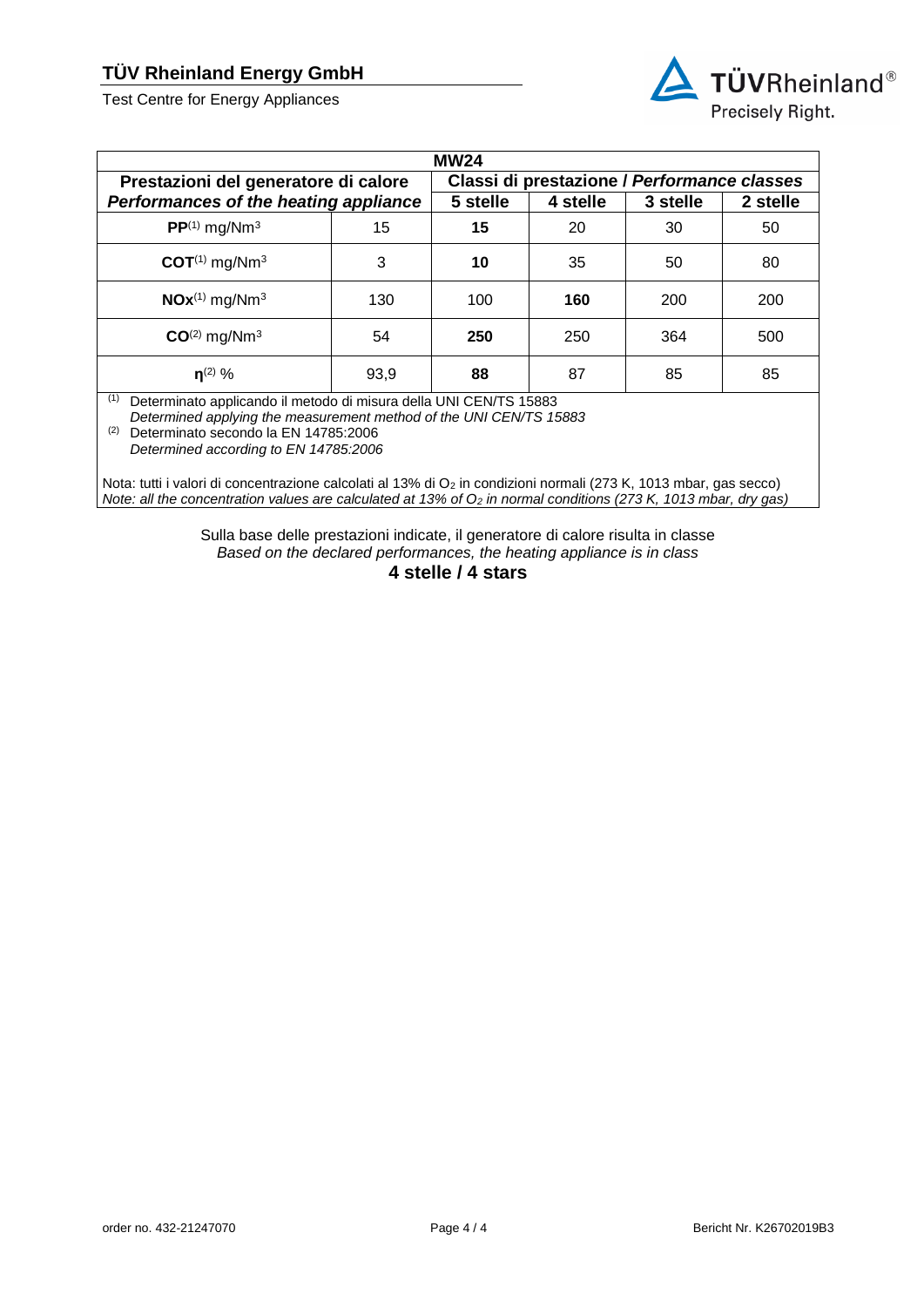| MW24 | | | | | |
|---|---|---|---|---|---|
| **Prestazioni del generatore di calore** | | **Classi di prestazione / *Performance classes*** | | | |
| ***Performances of the heating appliance*** | | **5 stelle** | **4 stelle** | **3 stelle** | **2 stelle** |
| **PP**[1] mg/Nm³ | 15 | **15** | 20 | 30 | 50 |
| **COT**[1] mg/Nm³ | 3 | **10** | 35 | 50 | 80 |
| **NOx**[1] mg/Nm³ | 130 | 100 | **160** | 200 | 200 |
| **CO**[2] mg/Nm³ | 54 | **250** | 250 | 364 | 500 |
| **η**[2] % | 93,9 | **88** | 87 | 85 | 85 |

(1) Determinato applicando il metodo di misura della UNI CEN/TS 15883
*Determined applying the measurement method of the UNI CEN/TS 15883*

(2) Determinato secondo la EN 14785:2006
*Determined according to EN 14785:2006*

Nota: tutti i valori di concentrazione calcolati al 13% di $O_2$ in condizioni normali (273 K, 1013 mbar, gas secco)
*Note: all the concentration values are calculated at 13% of $O_2$ in normal conditions (273 K, 1013 mbar, dry gas)*

Sulla base delle prestazioni indicate, il generatore di calore risulta in classe
*Based on the declared performances, the heating appliance is in class*

**4 stelle / 4 stars**

order no. 432-21247070 | Bericht Nr. K26702019B3